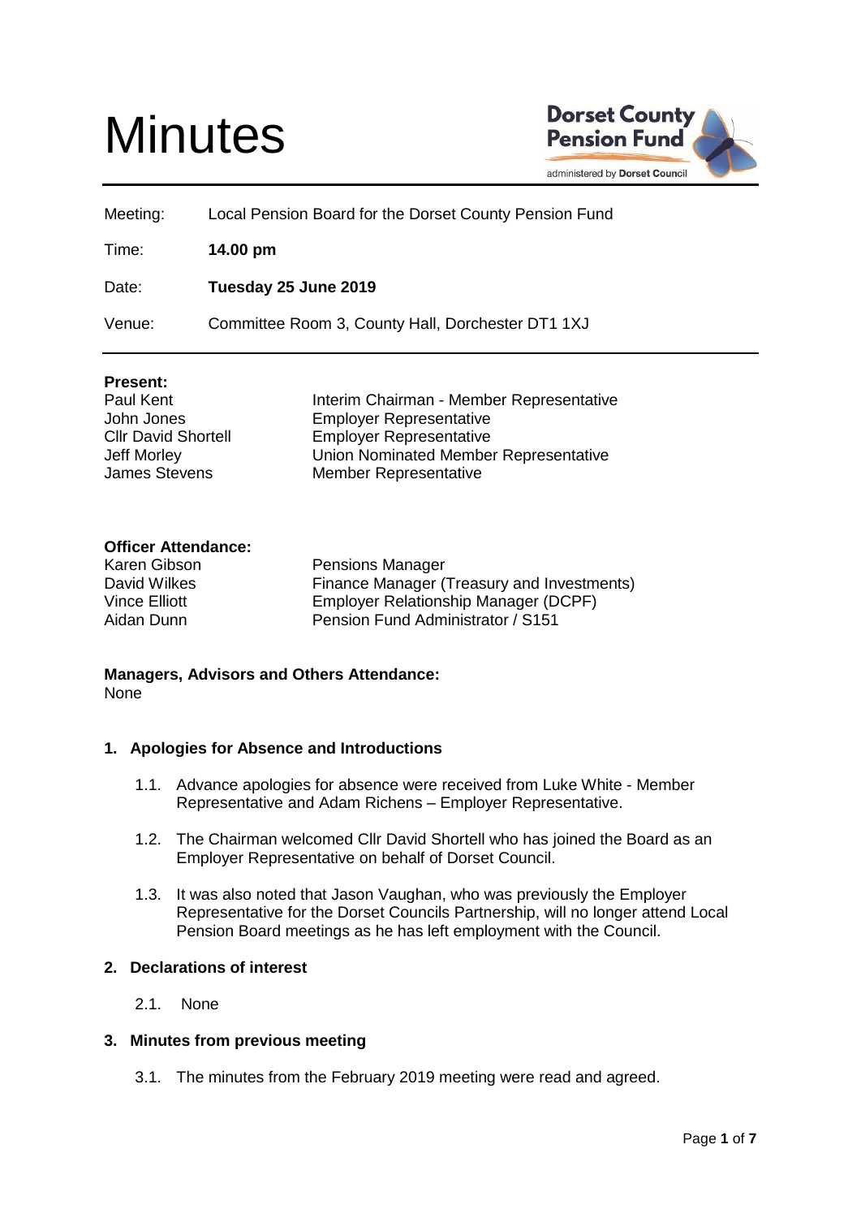# Minutes

Dorset County Pension Fund
administered by Dorset Council

| | |
|---|---|
| Meeting: | Local Pension Board for the Dorset County Pension Fund |
| Time: | **14.00 pm** |
| Date: | **Tuesday 25 June 2019** |
| Venue: | Committee Room 3, County Hall, Dorchester DT1 1XJ |

**Present:**

| | |
|---|---|
| Paul Kent | Interim Chairman - Member Representative |
| John Jones | Employer Representative |
| Cllr David Shortell | Employer Representative |
| Jeff Morley | Union Nominated Member Representative |
| James Stevens | Member Representative |

**Officer Attendance:**

| | |
|---|---|
| Karen Gibson | Pensions Manager |
| David Wilkes | Finance Manager (Treasury and Investments) |
| Vince Elliott | Employer Relationship Manager (DCPF) |
| Aidan Dunn | Pension Fund Administrator / S151 |

**Managers, Advisors and Others Attendance:**
None

### 1. Apologies for Absence and Introductions

1.1. Advance apologies for absence were received from Luke White - Member Representative and Adam Richens – Employer Representative.

1.2. The Chairman welcomed Cllr David Shortell who has joined the Board as an Employer Representative on behalf of Dorset Council.

1.3. It was also noted that Jason Vaughan, who was previously the Employer Representative for the Dorset Councils Partnership, will no longer attend Local Pension Board meetings as he has left employment with the Council.

### 2. Declarations of interest

2.1. None

### 3. Minutes from previous meeting

3.1. The minutes from the February 2019 meeting were read and agreed.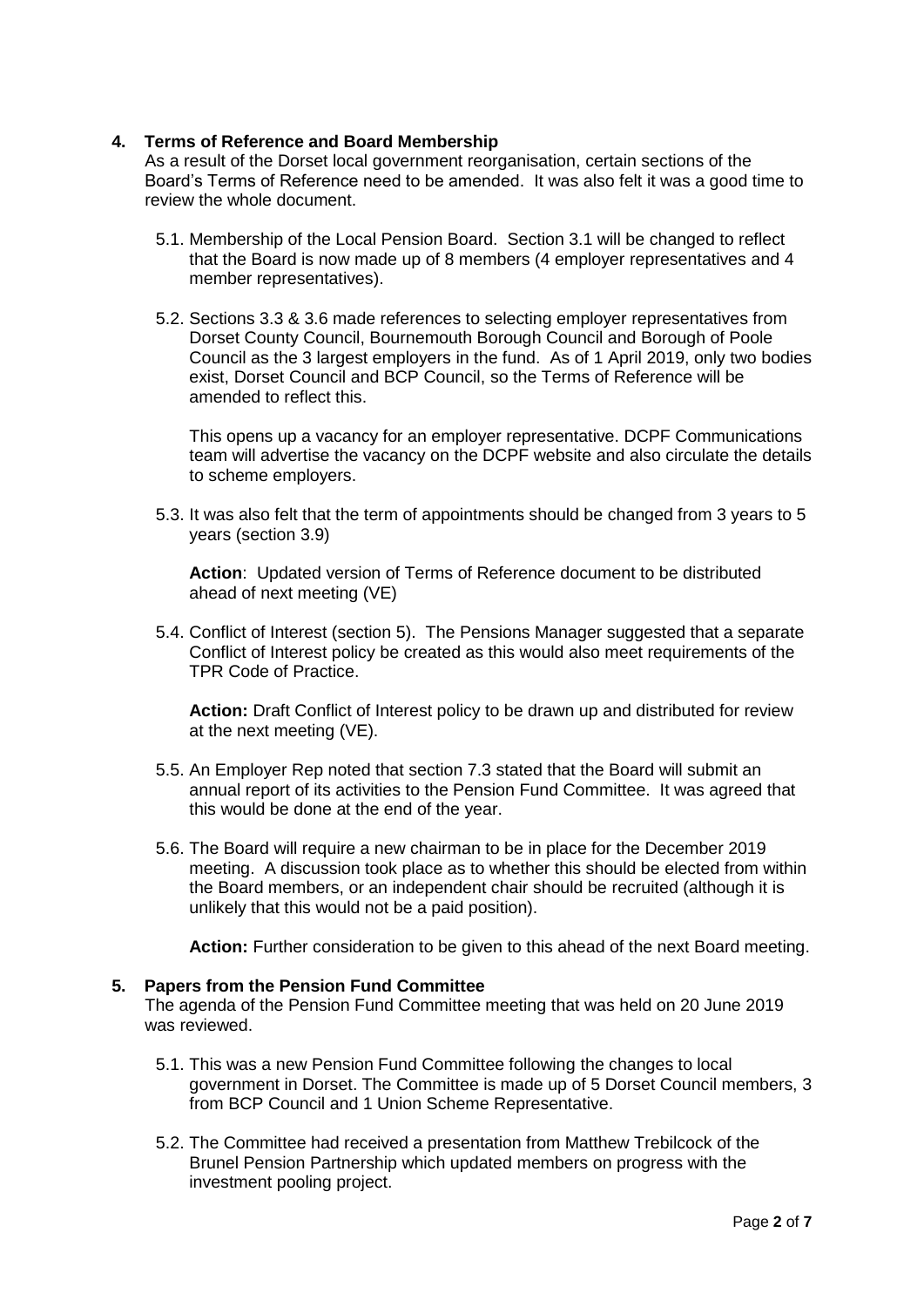## 4. Terms of Reference and Board Membership

As a result of the Dorset local government reorganisation, certain sections of the Board's Terms of Reference need to be amended. It was also felt it was a good time to review the whole document.

5.1. Membership of the Local Pension Board. Section 3.1 will be changed to reflect that the Board is now made up of 8 members (4 employer representatives and 4 member representatives).

5.2. Sections 3.3 & 3.6 made references to selecting employer representatives from Dorset County Council, Bournemouth Borough Council and Borough of Poole Council as the 3 largest employers in the fund. As of 1 April 2019, only two bodies exist, Dorset Council and BCP Council, so the Terms of Reference will be amended to reflect this.

This opens up a vacancy for an employer representative. DCPF Communications team will advertise the vacancy on the DCPF website and also circulate the details to scheme employers.

5.3. It was also felt that the term of appointments should be changed from 3 years to 5 years (section 3.9)

**Action**: Updated version of Terms of Reference document to be distributed ahead of next meeting (VE)

5.4. Conflict of Interest (section 5). The Pensions Manager suggested that a separate Conflict of Interest policy be created as this would also meet requirements of the TPR Code of Practice.

**Action:** Draft Conflict of Interest policy to be drawn up and distributed for review at the next meeting (VE).

5.5. An Employer Rep noted that section 7.3 stated that the Board will submit an annual report of its activities to the Pension Fund Committee. It was agreed that this would be done at the end of the year.

5.6. The Board will require a new chairman to be in place for the December 2019 meeting. A discussion took place as to whether this should be elected from within the Board members, or an independent chair should be recruited (although it is unlikely that this would not be a paid position).

**Action:** Further consideration to be given to this ahead of the next Board meeting.

## 5. Papers from the Pension Fund Committee

The agenda of the Pension Fund Committee meeting that was held on 20 June 2019 was reviewed.

5.1. This was a new Pension Fund Committee following the changes to local government in Dorset. The Committee is made up of 5 Dorset Council members, 3 from BCP Council and 1 Union Scheme Representative.

5.2. The Committee had received a presentation from Matthew Trebilcock of the Brunel Pension Partnership which updated members on progress with the investment pooling project.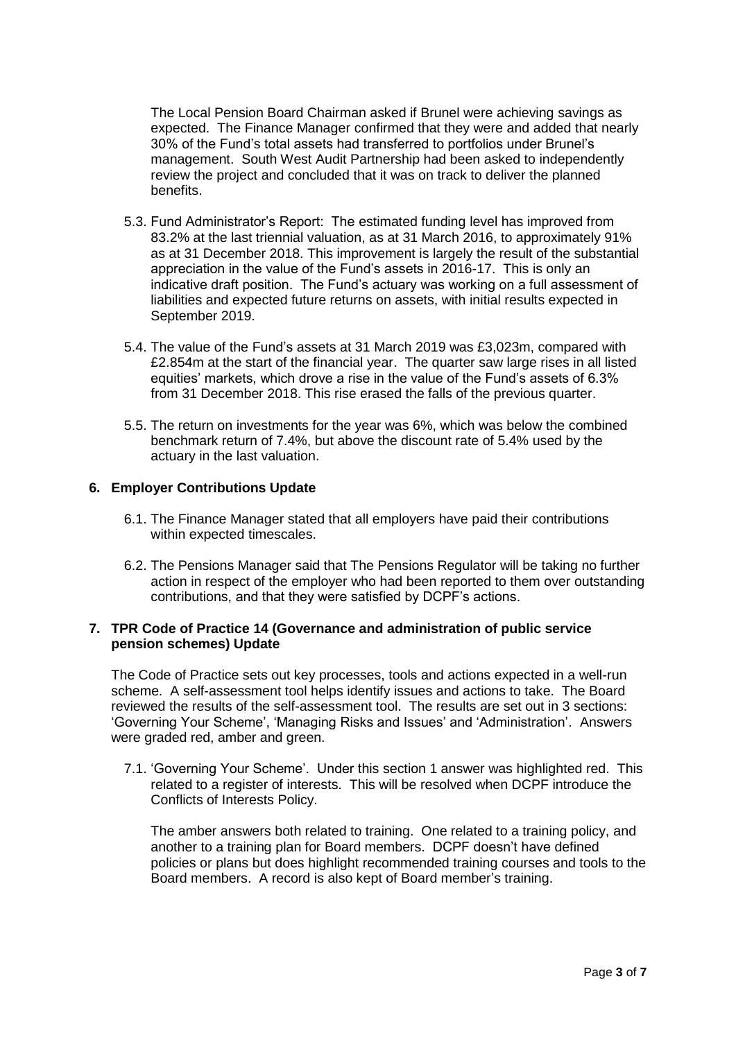The Local Pension Board Chairman asked if Brunel were achieving savings as expected. The Finance Manager confirmed that they were and added that nearly 30% of the Fund's total assets had transferred to portfolios under Brunel's management. South West Audit Partnership had been asked to independently review the project and concluded that it was on track to deliver the planned benefits.

5.3. Fund Administrator's Report: The estimated funding level has improved from 83.2% at the last triennial valuation, as at 31 March 2016, to approximately 91% as at 31 December 2018. This improvement is largely the result of the substantial appreciation in the value of the Fund's assets in 2016-17. This is only an indicative draft position. The Fund's actuary was working on a full assessment of liabilities and expected future returns on assets, with initial results expected in September 2019.

5.4. The value of the Fund's assets at 31 March 2019 was £3,023m, compared with £2.854m at the start of the financial year. The quarter saw large rises in all listed equities' markets, which drove a rise in the value of the Fund's assets of 6.3% from 31 December 2018. This rise erased the falls of the previous quarter.

5.5. The return on investments for the year was 6%, which was below the combined benchmark return of 7.4%, but above the discount rate of 5.4% used by the actuary in the last valuation.

## 6. Employer Contributions Update

6.1. The Finance Manager stated that all employers have paid their contributions within expected timescales.

6.2. The Pensions Manager said that The Pensions Regulator will be taking no further action in respect of the employer who had been reported to them over outstanding contributions, and that they were satisfied by DCPF's actions.

## 7. TPR Code of Practice 14 (Governance and administration of public service pension schemes) Update

The Code of Practice sets out key processes, tools and actions expected in a well-run scheme. A self-assessment tool helps identify issues and actions to take. The Board reviewed the results of the self-assessment tool. The results are set out in 3 sections: 'Governing Your Scheme', 'Managing Risks and Issues' and 'Administration'. Answers were graded red, amber and green.

7.1. 'Governing Your Scheme'. Under this section 1 answer was highlighted red. This related to a register of interests. This will be resolved when DCPF introduce the Conflicts of Interests Policy.

The amber answers both related to training. One related to a training policy, and another to a training plan for Board members. DCPF doesn't have defined policies or plans but does highlight recommended training courses and tools to the Board members. A record is also kept of Board member's training.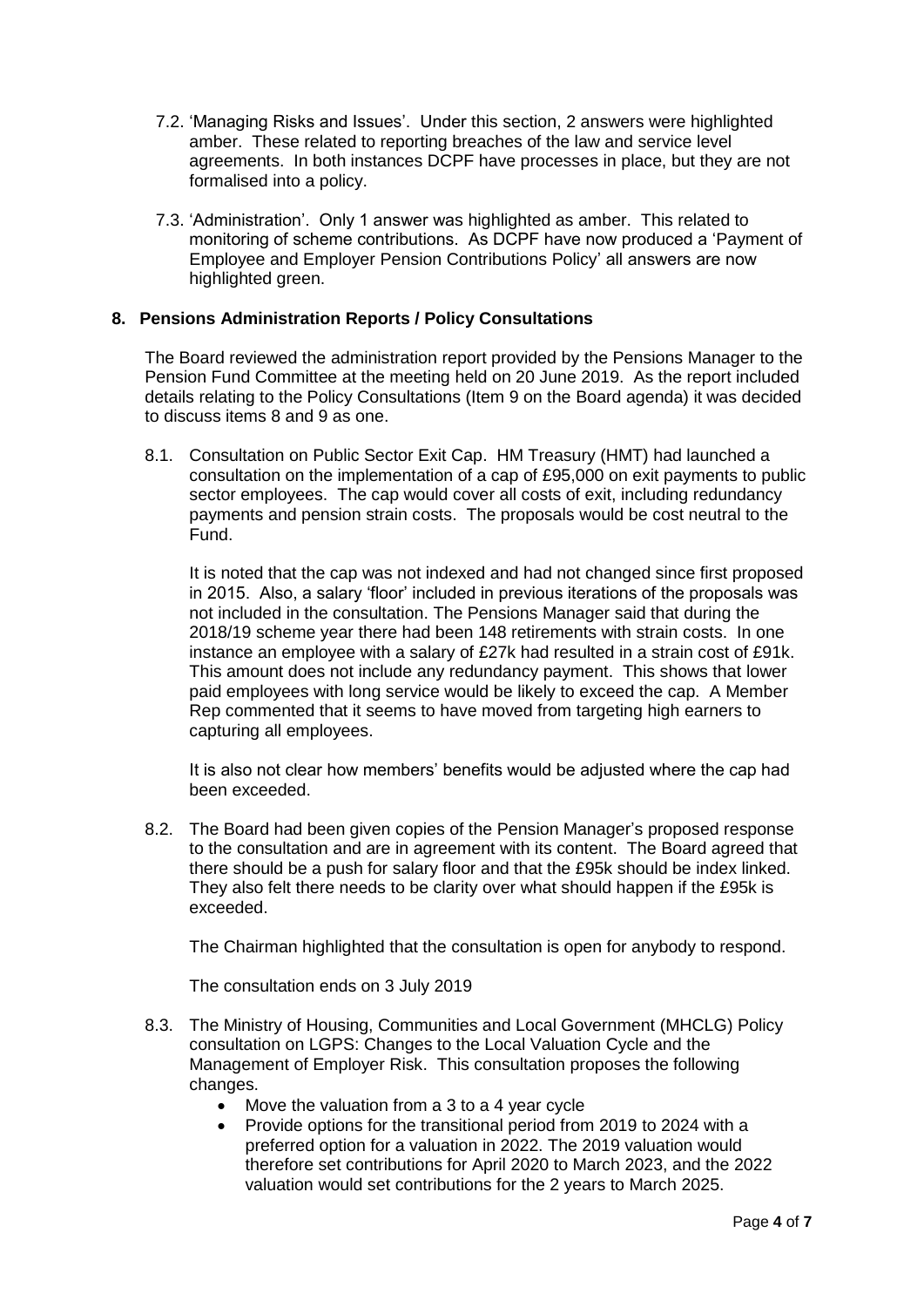7.2. 'Managing Risks and Issues'. Under this section, 2 answers were highlighted amber. These related to reporting breaches of the law and service level agreements. In both instances DCPF have processes in place, but they are not formalised into a policy.

7.3. 'Administration'. Only 1 answer was highlighted as amber. This related to monitoring of scheme contributions. As DCPF have now produced a 'Payment of Employee and Employer Pension Contributions Policy' all answers are now highlighted green.

## 8. Pensions Administration Reports / Policy Consultations

The Board reviewed the administration report provided by the Pensions Manager to the Pension Fund Committee at the meeting held on 20 June 2019. As the report included details relating to the Policy Consultations (Item 9 on the Board agenda) it was decided to discuss items 8 and 9 as one.

8.1. Consultation on Public Sector Exit Cap. HM Treasury (HMT) had launched a consultation on the implementation of a cap of £95,000 on exit payments to public sector employees. The cap would cover all costs of exit, including redundancy payments and pension strain costs. The proposals would be cost neutral to the Fund.

It is noted that the cap was not indexed and had not changed since first proposed in 2015. Also, a salary 'floor' included in previous iterations of the proposals was not included in the consultation. The Pensions Manager said that during the 2018/19 scheme year there had been 148 retirements with strain costs. In one instance an employee with a salary of £27k had resulted in a strain cost of £91k. This amount does not include any redundancy payment. This shows that lower paid employees with long service would be likely to exceed the cap. A Member Rep commented that it seems to have moved from targeting high earners to capturing all employees.

It is also not clear how members' benefits would be adjusted where the cap had been exceeded.

8.2. The Board had been given copies of the Pension Manager's proposed response to the consultation and are in agreement with its content. The Board agreed that there should be a push for salary floor and that the £95k should be index linked. They also felt there needs to be clarity over what should happen if the £95k is exceeded.

The Chairman highlighted that the consultation is open for anybody to respond.

The consultation ends on 3 July 2019

8.3. The Ministry of Housing, Communities and Local Government (MHCLG) Policy consultation on LGPS: Changes to the Local Valuation Cycle and the Management of Employer Risk. This consultation proposes the following changes.

- Move the valuation from a 3 to a 4 year cycle
- Provide options for the transitional period from 2019 to 2024 with a preferred option for a valuation in 2022. The 2019 valuation would therefore set contributions for April 2020 to March 2023, and the 2022 valuation would set contributions for the 2 years to March 2025.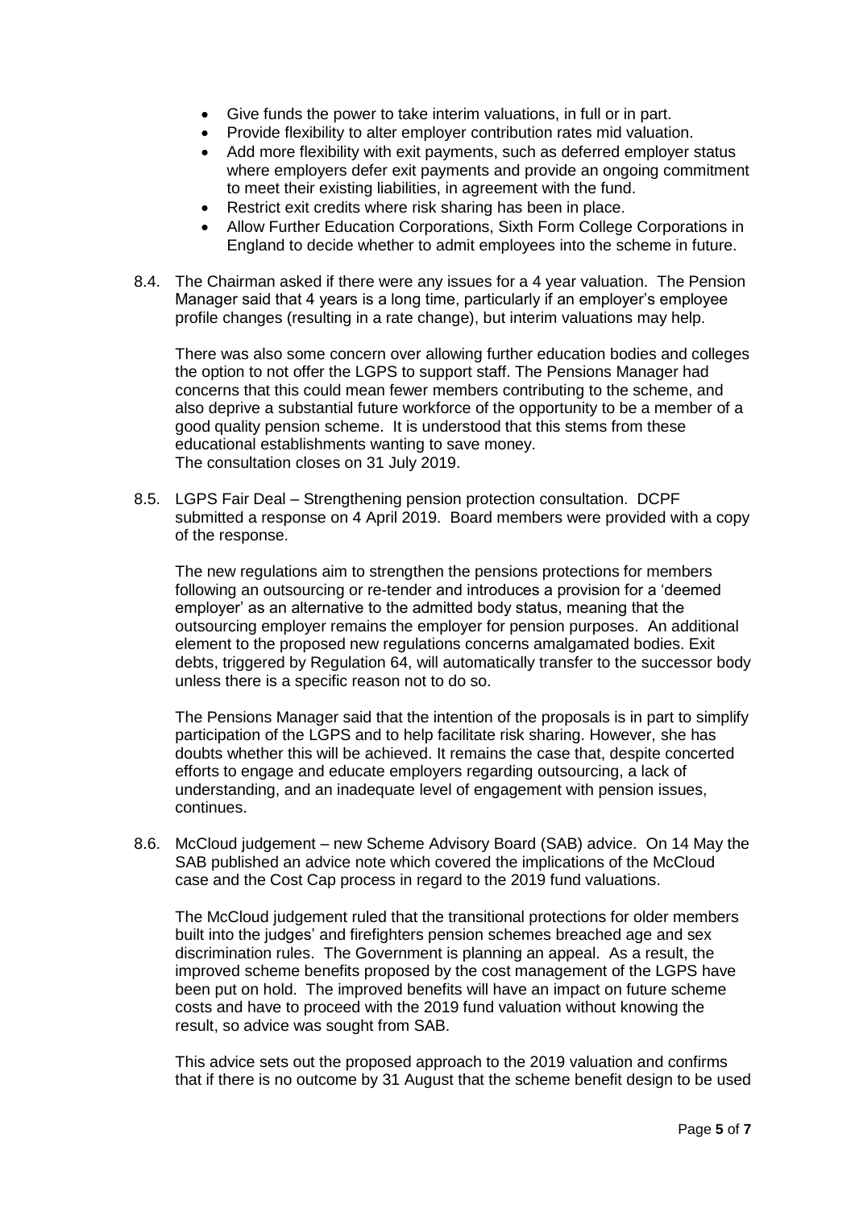- Give funds the power to take interim valuations, in full or in part.
- Provide flexibility to alter employer contribution rates mid valuation.
- Add more flexibility with exit payments, such as deferred employer status where employers defer exit payments and provide an ongoing commitment to meet their existing liabilities, in agreement with the fund.
- Restrict exit credits where risk sharing has been in place.
- Allow Further Education Corporations, Sixth Form College Corporations in England to decide whether to admit employees into the scheme in future.

8.4. The Chairman asked if there were any issues for a 4 year valuation. The Pension Manager said that 4 years is a long time, particularly if an employer's employee profile changes (resulting in a rate change), but interim valuations may help.

There was also some concern over allowing further education bodies and colleges the option to not offer the LGPS to support staff. The Pensions Manager had concerns that this could mean fewer members contributing to the scheme, and also deprive a substantial future workforce of the opportunity to be a member of a good quality pension scheme. It is understood that this stems from these educational establishments wanting to save money.
The consultation closes on 31 July 2019.

8.5. LGPS Fair Deal – Strengthening pension protection consultation. DCPF submitted a response on 4 April 2019. Board members were provided with a copy of the response.

The new regulations aim to strengthen the pensions protections for members following an outsourcing or re-tender and introduces a provision for a 'deemed employer' as an alternative to the admitted body status, meaning that the outsourcing employer remains the employer for pension purposes. An additional element to the proposed new regulations concerns amalgamated bodies. Exit debts, triggered by Regulation 64, will automatically transfer to the successor body unless there is a specific reason not to do so.

The Pensions Manager said that the intention of the proposals is in part to simplify participation of the LGPS and to help facilitate risk sharing. However, she has doubts whether this will be achieved. It remains the case that, despite concerted efforts to engage and educate employers regarding outsourcing, a lack of understanding, and an inadequate level of engagement with pension issues, continues.

8.6. McCloud judgement – new Scheme Advisory Board (SAB) advice. On 14 May the SAB published an advice note which covered the implications of the McCloud case and the Cost Cap process in regard to the 2019 fund valuations.

The McCloud judgement ruled that the transitional protections for older members built into the judges' and firefighters pension schemes breached age and sex discrimination rules. The Government is planning an appeal. As a result, the improved scheme benefits proposed by the cost management of the LGPS have been put on hold. The improved benefits will have an impact on future scheme costs and have to proceed with the 2019 fund valuation without knowing the result, so advice was sought from SAB.

This advice sets out the proposed approach to the 2019 valuation and confirms that if there is no outcome by 31 August that the scheme benefit design to be used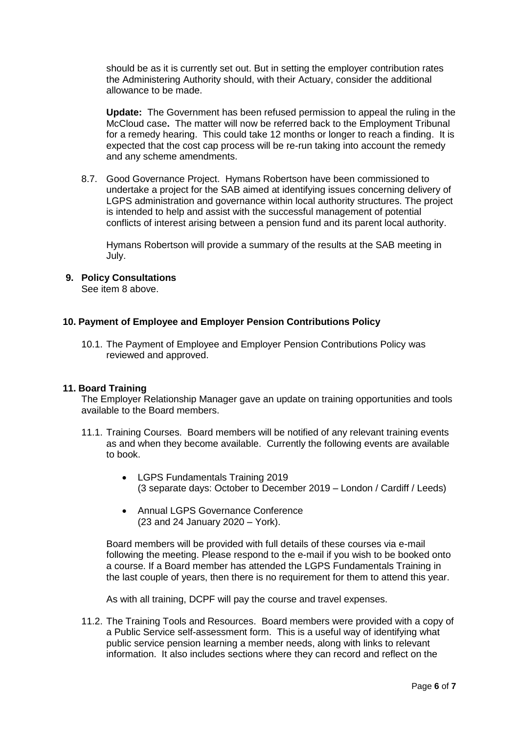should be as it is currently set out. But in setting the employer contribution rates the Administering Authority should, with their Actuary, consider the additional allowance to be made.

**Update:** The Government has been refused permission to appeal the ruling in the McCloud case**.** The matter will now be referred back to the Employment Tribunal for a remedy hearing. This could take 12 months or longer to reach a finding. It is expected that the cost cap process will be re-run taking into account the remedy and any scheme amendments.

8.7. Good Governance Project. Hymans Robertson have been commissioned to undertake a project for the SAB aimed at identifying issues concerning delivery of LGPS administration and governance within local authority structures. The project is intended to help and assist with the successful management of potential conflicts of interest arising between a pension fund and its parent local authority.

Hymans Robertson will provide a summary of the results at the SAB meeting in July.

**9. Policy Consultations**

See item 8 above.

**10. Payment of Employee and Employer Pension Contributions Policy**

10.1. The Payment of Employee and Employer Pension Contributions Policy was reviewed and approved.

**11. Board Training**

The Employer Relationship Manager gave an update on training opportunities and tools available to the Board members.

11.1. Training Courses. Board members will be notified of any relevant training events as and when they become available. Currently the following events are available to book.

- LGPS Fundamentals Training 2019
  (3 separate days: October to December 2019 – London / Cardiff / Leeds)

- Annual LGPS Governance Conference
  (23 and 24 January 2020 – York).

Board members will be provided with full details of these courses via e-mail following the meeting. Please respond to the e-mail if you wish to be booked onto a course. If a Board member has attended the LGPS Fundamentals Training in the last couple of years, then there is no requirement for them to attend this year.

As with all training, DCPF will pay the course and travel expenses.

11.2. The Training Tools and Resources. Board members were provided with a copy of a Public Service self-assessment form. This is a useful way of identifying what public service pension learning a member needs, along with links to relevant information. It also includes sections where they can record and reflect on the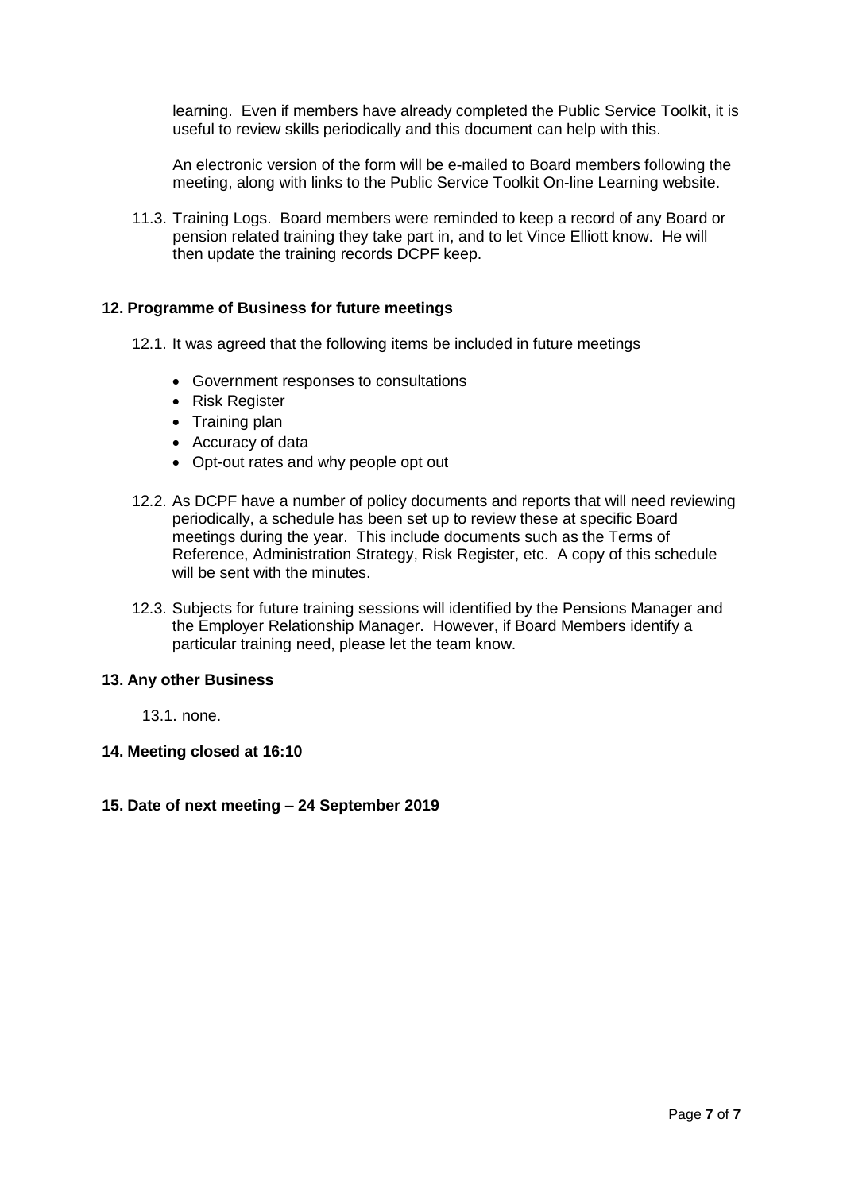learning. Even if members have already completed the Public Service Toolkit, it is useful to review skills periodically and this document can help with this.

An electronic version of the form will be e-mailed to Board members following the meeting, along with links to the Public Service Toolkit On-line Learning website.

11.3. Training Logs. Board members were reminded to keep a record of any Board or pension related training they take part in, and to let Vince Elliott know. He will then update the training records DCPF keep.

**12. Programme of Business for future meetings**

12.1. It was agreed that the following items be included in future meetings

- Government responses to consultations
- Risk Register
- Training plan
- Accuracy of data
- Opt-out rates and why people opt out

12.2. As DCPF have a number of policy documents and reports that will need reviewing periodically, a schedule has been set up to review these at specific Board meetings during the year. This include documents such as the Terms of Reference, Administration Strategy, Risk Register, etc. A copy of this schedule will be sent with the minutes.

12.3. Subjects for future training sessions will identified by the Pensions Manager and the Employer Relationship Manager. However, if Board Members identify a particular training need, please let the team know.

**13. Any other Business**

13.1. none.

**14. Meeting closed at 16:10**

**15. Date of next meeting – 24 September 2019**